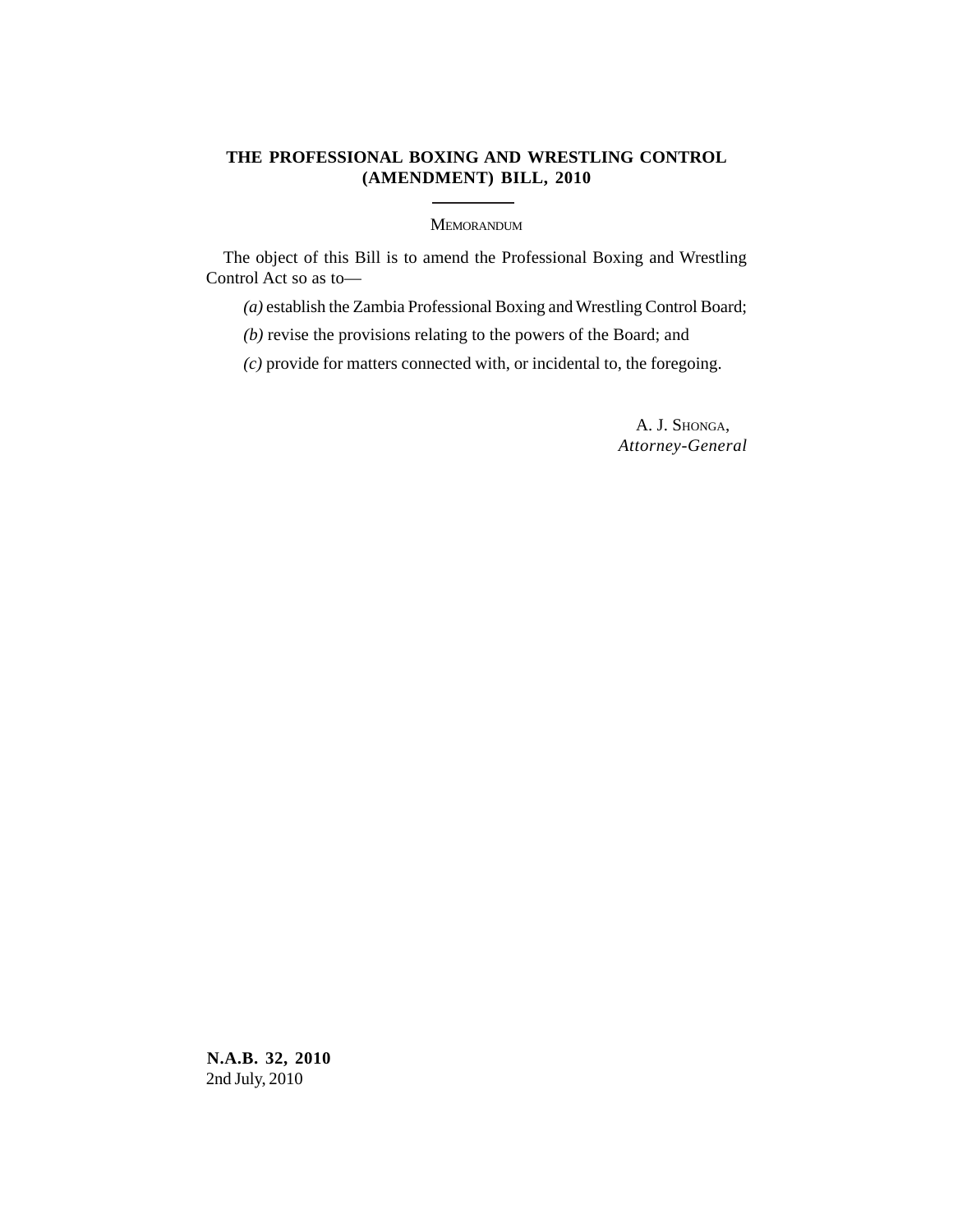# THE PROFESSIONAL BOXING AND WRESTLING CONTROL (AMENDMENT) BILL, 2010

MEMORANDUM

The object of this Bill is to amend the Professional Boxing and Wrestling Control Act so as to—

*(a)* establish the Zambia Professional Boxing and Wrestling Control Board;

*(b)* revise the provisions relating to the powers of the Board; and

*(c)* provide for matters connected with, or incidental to, the foregoing.

A. J. SHONGA,
*Attorney-General*

**N.A.B. 32, 2010**
2nd July, 2010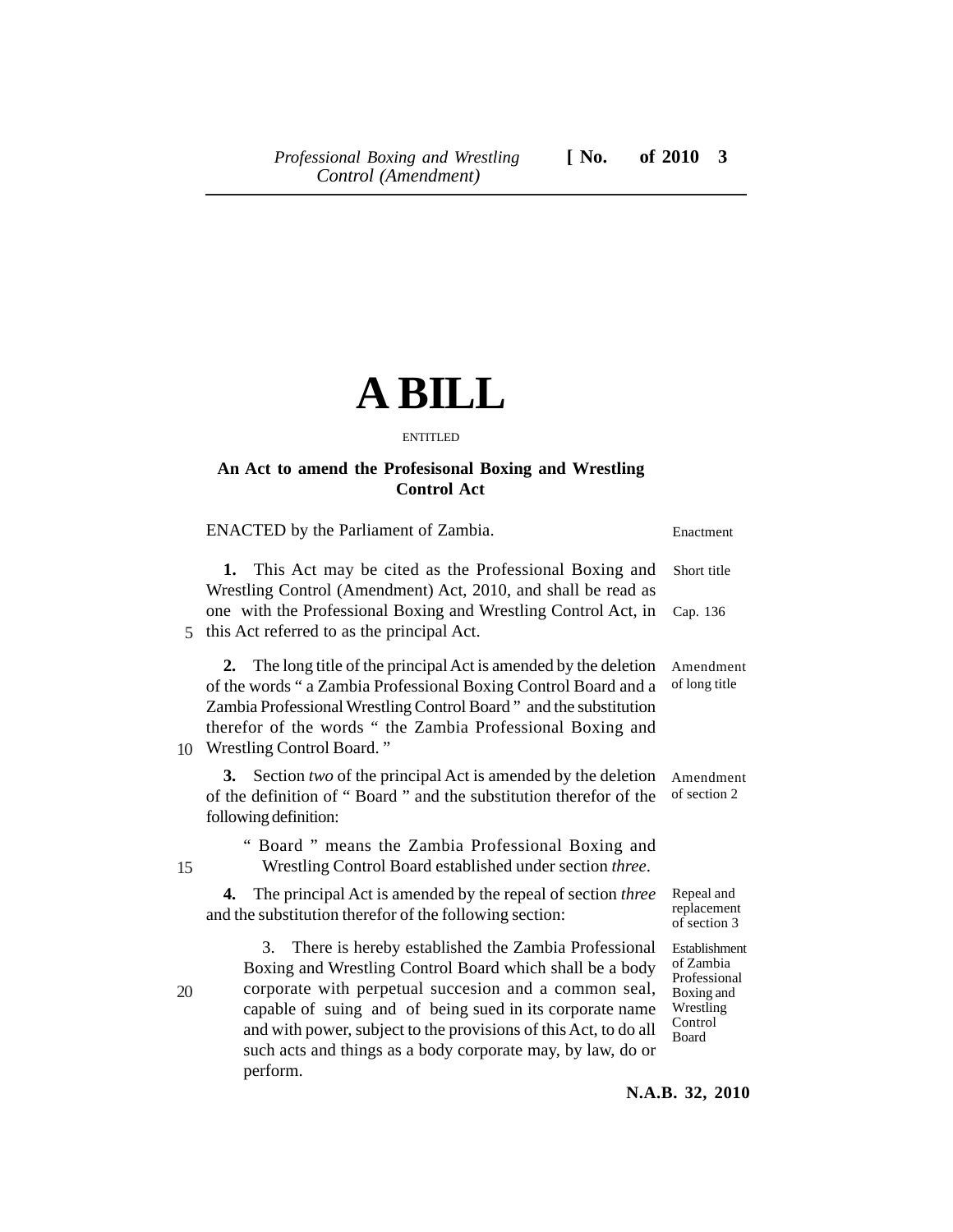# A BILL

ENTITLED

**An Act to amend the Profesisonal Boxing and Wrestling Control Act**

ENACTED by the Parliament of Zambia. — Enactment

**1.** This Act may be cited as the Professional Boxing and Wrestling Control (Amendment) Act, 2010, and shall be read as one with the Professional Boxing and Wrestling Control Act, in this Act referred to as the principal Act. — Short title; Cap. 136

**2.** The long title of the principal Act is amended by the deletion of the words " a Zambia Professional Boxing Control Board and a Zambia Professional Wrestling Control Board " and the substitution therefor of the words " the Zambia Professional Boxing and Wrestling Control Board. " — Amendment of long title

**3.** Section *two* of the principal Act is amended by the deletion of the definition of " Board " and the substitution therefor of the following definition: — Amendment of section 2

> " Board " means the Zambia Professional Boxing and Wrestling Control Board established under section *three*.

**4.** The principal Act is amended by the repeal of section *three* and the substitution therefor of the following section: — Repeal and replacement of section 3

> 3. There is hereby established the Zambia Professional Boxing and Wrestling Control Board which shall be a body corporate with perpetual succesion and a common seal, capable of suing and of being sued in its corporate name and with power, subject to the provisions of this Act, to do all such acts and things as a body corporate may, by law, do or perform. — Establishment of Zambia Professional Boxing and Wrestling Control Board

N.A.B. 32, 2010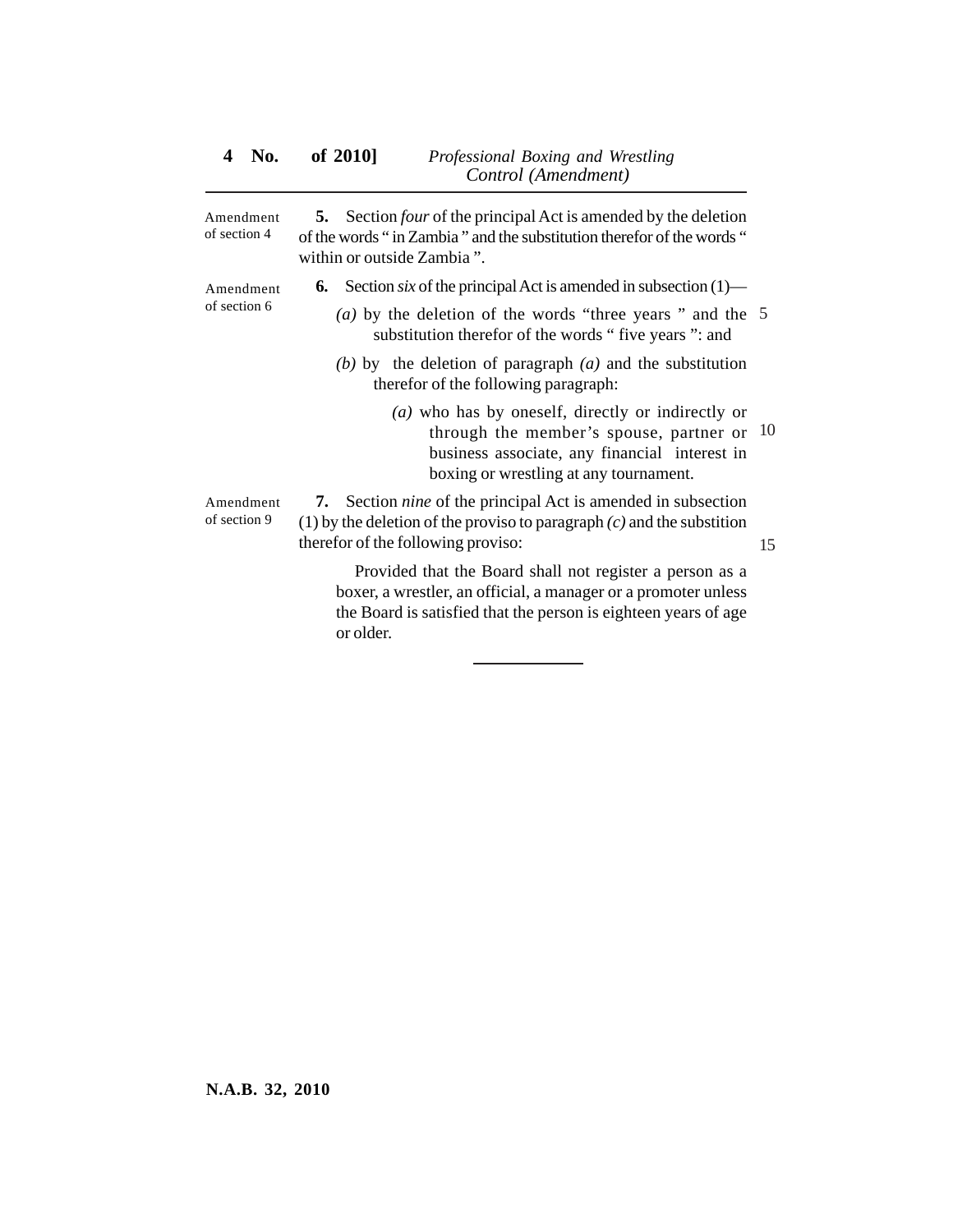Amendment of section 4

**5.** Section *four* of the principal Act is amended by the deletion of the words " in Zambia " and the substitution therefor of the words " within or outside Zambia ".

Amendment of section 6

**6.** Section *six* of the principal Act is amended in subsection (1)—

*(a)* by the deletion of the words "three years " and the substitution therefor of the words " five years ": and

*(b)* by the deletion of paragraph *(a)* and the substitution therefor of the following paragraph:

*(a)* who has by oneself, directly or indirectly or through the member's spouse, partner or business associate, any financial interest in boxing or wrestling at any tournament.

Amendment of section 9

**7.** Section *nine* of the principal Act is amended in subsection (1) by the deletion of the proviso to paragraph *(c)* and the substitution therefor of the following proviso:

Provided that the Board shall not register a person as a boxer, a wrestler, an official, a manager or a promoter unless the Board is satisfied that the person is eighteen years of age or older.

**N.A.B. 32, 2010**